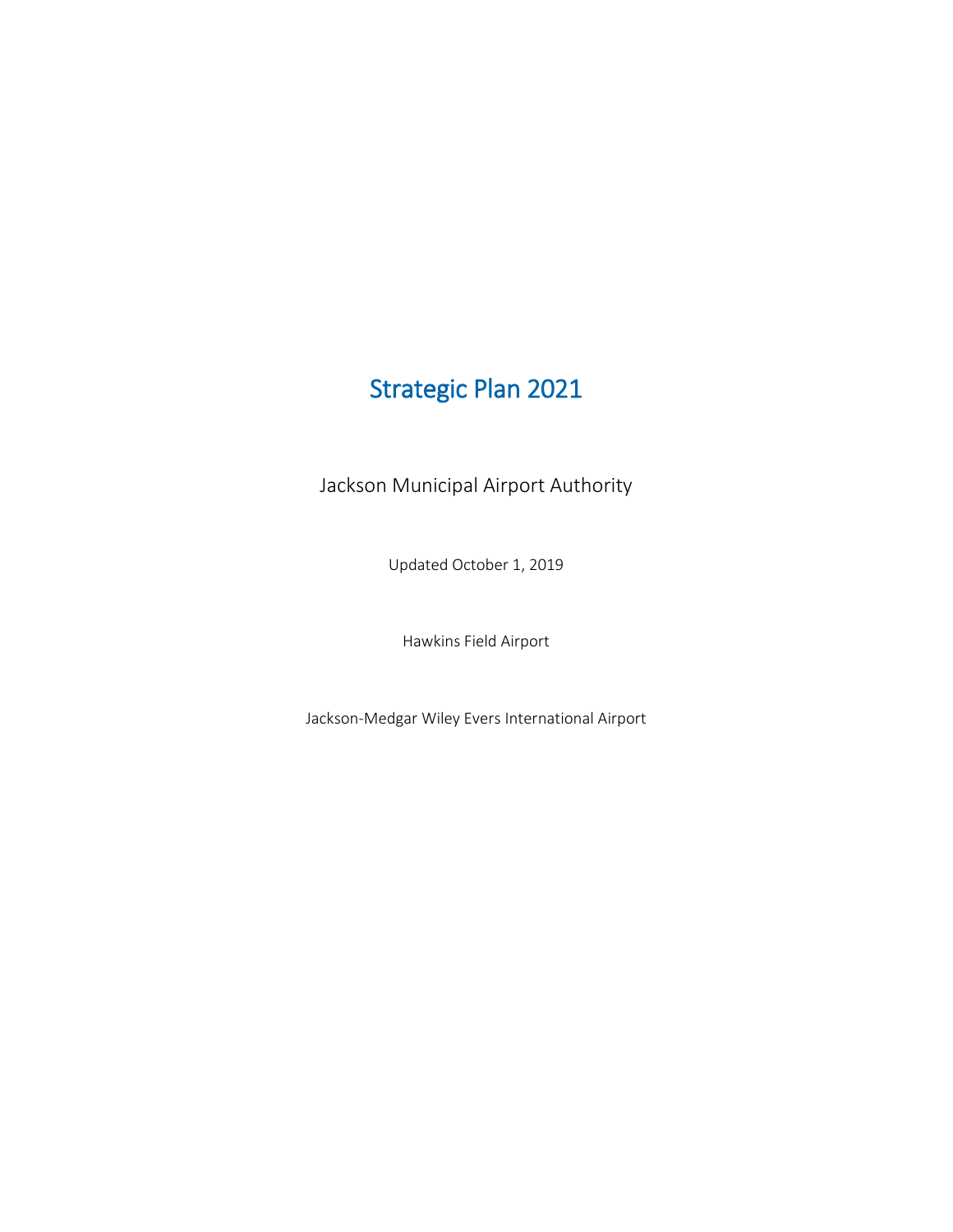# Strategic Plan 2021

Jackson Municipal Airport Authority

Updated October 1, 2019

Hawkins Field Airport

Jackson-Medgar Wiley Evers International Airport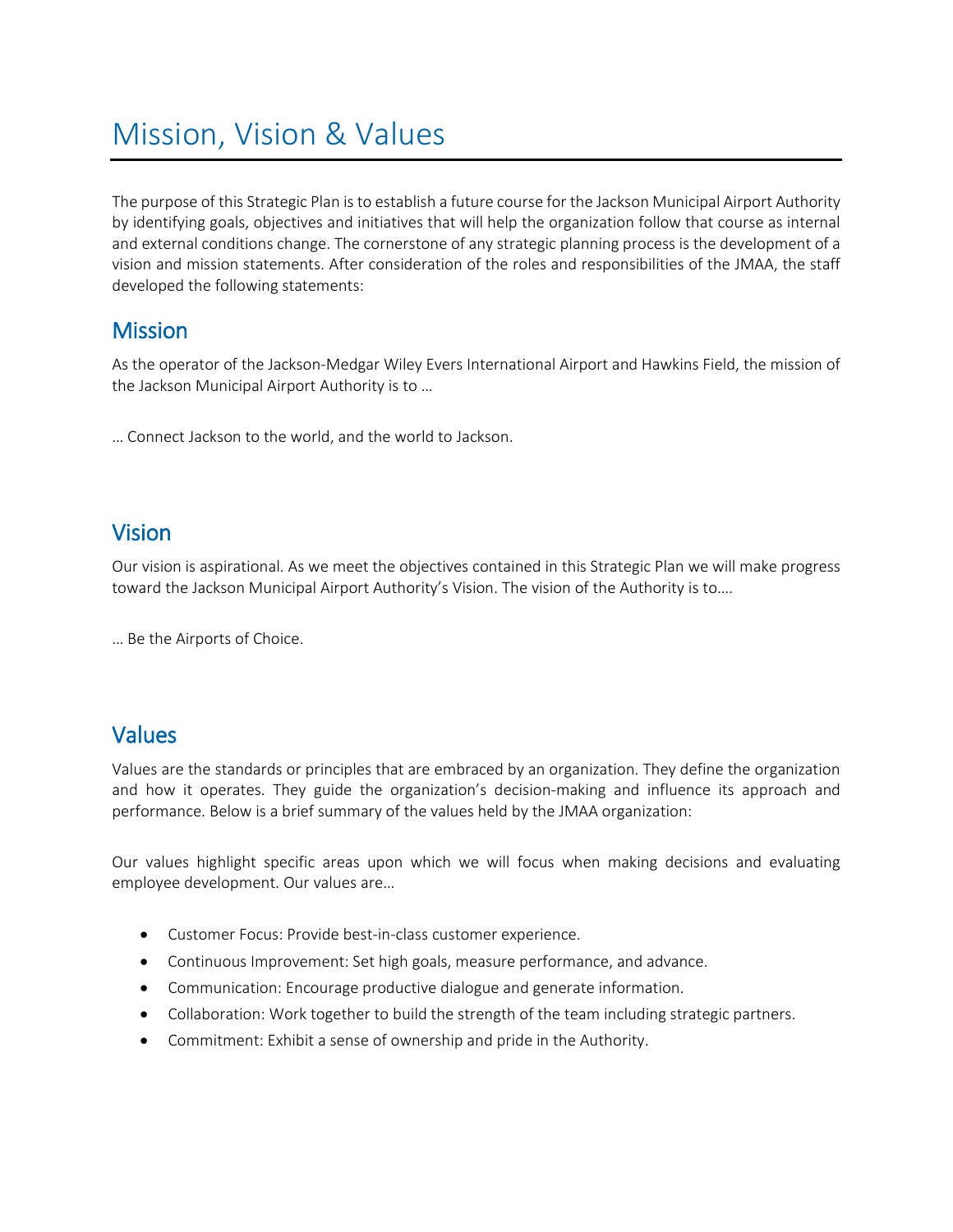# Mission, Vision & Values

The purpose of this Strategic Plan is to establish a future course for the Jackson Municipal Airport Authority by identifying goals, objectives and initiatives that will help the organization follow that course as internal and external conditions change. The cornerstone of any strategic planning process is the development of a vision and mission statements. After consideration of the roles and responsibilities of the JMAA, the staff developed the following statements:

## Mission

As the operator of the Jackson-Medgar Wiley Evers International Airport and Hawkins Field, the mission of the Jackson Municipal Airport Authority is to …

… Connect Jackson to the world, and the world to Jackson.

## Vision

Our vision is aspirational. As we meet the objectives contained in this Strategic Plan we will make progress toward the Jackson Municipal Airport Authority's Vision. The vision of the Authority is to….

… Be the Airports of Choice.

## Values

Values are the standards or principles that are embraced by an organization. They define the organization and how it operates. They guide the organization's decision-making and influence its approach and performance. Below is a brief summary of the values held by the JMAA organization:

Our values highlight specific areas upon which we will focus when making decisions and evaluating employee development. Our values are…

- Customer Focus: Provide best-in-class customer experience.
- Continuous Improvement: Set high goals, measure performance, and advance.
- Communication: Encourage productive dialogue and generate information.
- Collaboration: Work together to build the strength of the team including strategic partners.
- Commitment: Exhibit a sense of ownership and pride in the Authority.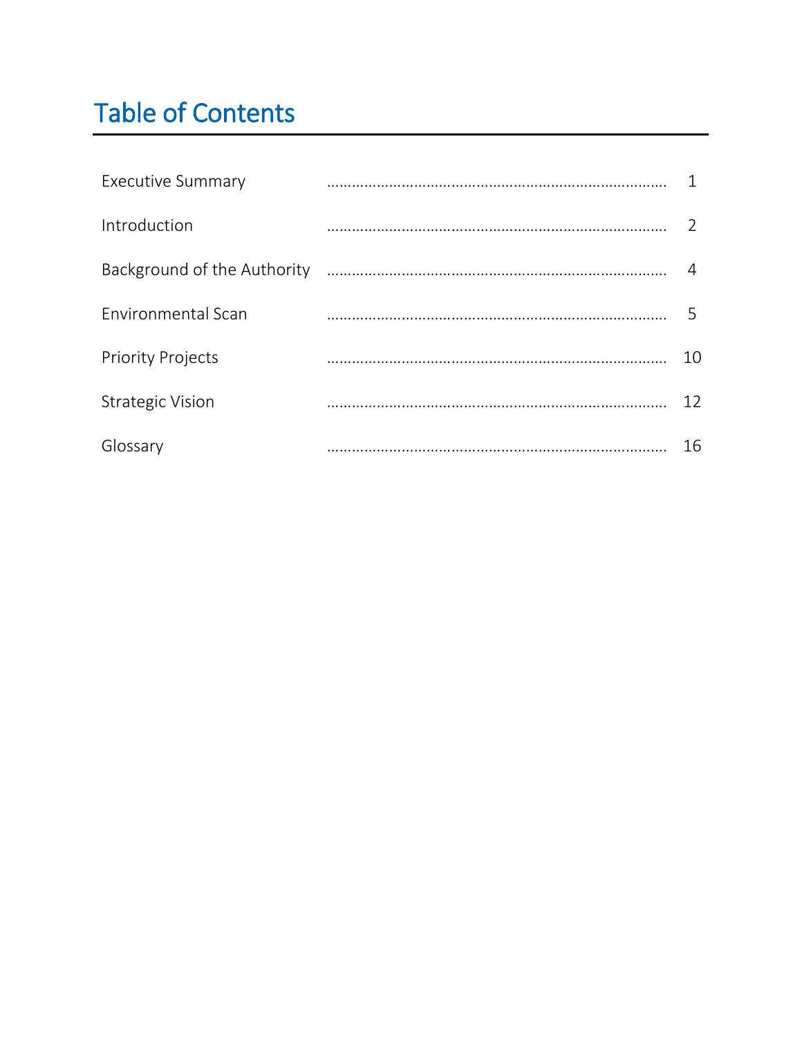# Table of Contents

| | |
|---|---|
| Executive Summary | 1 |
| Introduction | 2 |
| Background of the Authority | 4 |
| Environmental Scan | 5 |
| Priority Projects | 10 |
| Strategic Vision | 12 |
| Glossary | 16 |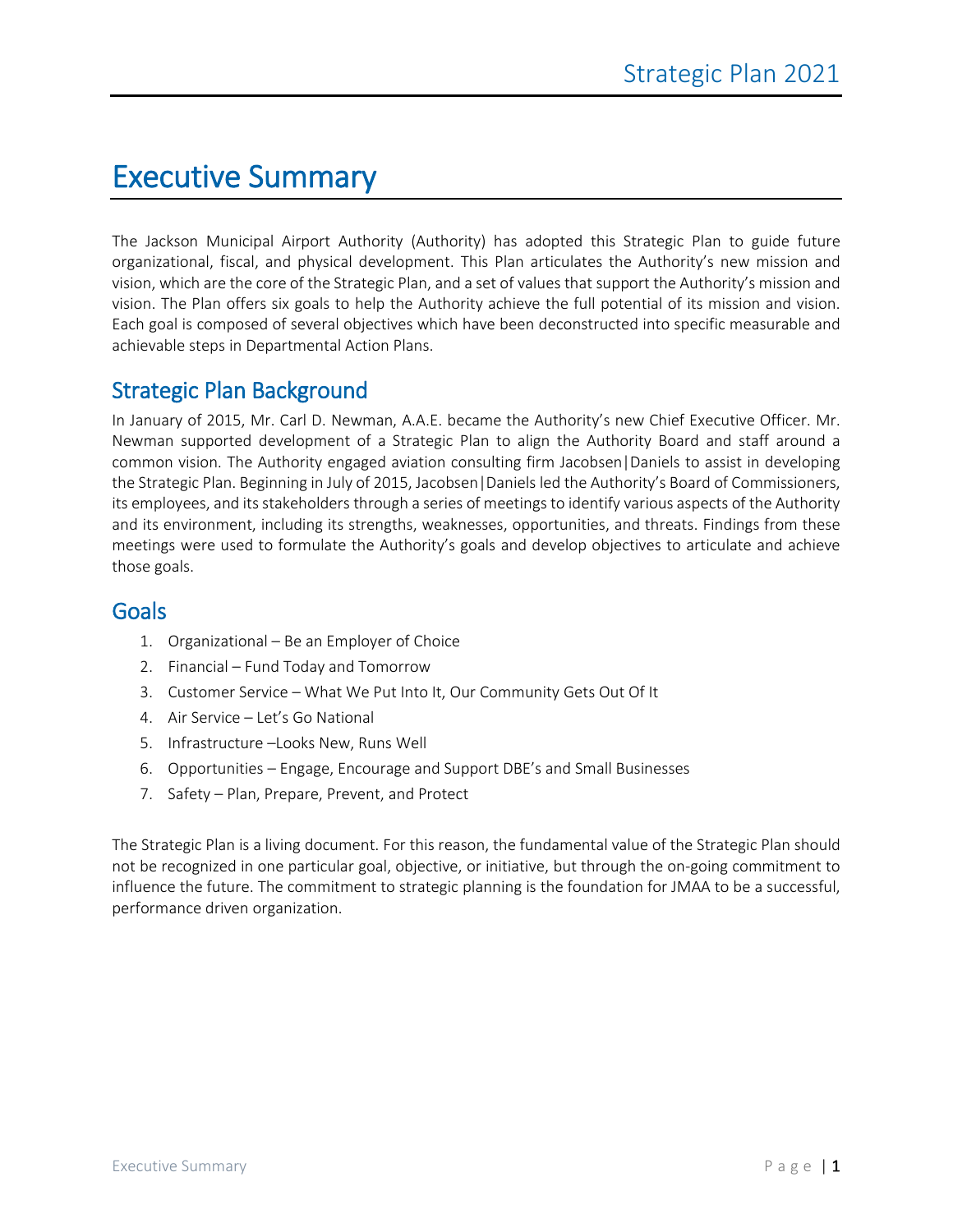# Executive Summary

The Jackson Municipal Airport Authority (Authority) has adopted this Strategic Plan to guide future organizational, fiscal, and physical development. This Plan articulates the Authority's new mission and vision, which are the core of the Strategic Plan, and a set of values that support the Authority's mission and vision. The Plan offers six goals to help the Authority achieve the full potential of its mission and vision. Each goal is composed of several objectives which have been deconstructed into specific measurable and achievable steps in Departmental Action Plans.

## Strategic Plan Background

In January of 2015, Mr. Carl D. Newman, A.A.E. became the Authority's new Chief Executive Officer. Mr. Newman supported development of a Strategic Plan to align the Authority Board and staff around a common vision. The Authority engaged aviation consulting firm Jacobsen|Daniels to assist in developing the Strategic Plan. Beginning in July of 2015, Jacobsen|Daniels led the Authority's Board of Commissioners, its employees, and its stakeholders through a series of meetings to identify various aspects of the Authority and its environment, including its strengths, weaknesses, opportunities, and threats. Findings from these meetings were used to formulate the Authority's goals and develop objectives to articulate and achieve those goals.

## Goals

1. Organizational – Be an Employer of Choice
2. Financial – Fund Today and Tomorrow
3. Customer Service – What We Put Into It, Our Community Gets Out Of It
4. Air Service – Let's Go National
5. Infrastructure –Looks New, Runs Well
6. Opportunities – Engage, Encourage and Support DBE's and Small Businesses
7. Safety – Plan, Prepare, Prevent, and Protect

The Strategic Plan is a living document. For this reason, the fundamental value of the Strategic Plan should not be recognized in one particular goal, objective, or initiative, but through the on-going commitment to influence the future. The commitment to strategic planning is the foundation for JMAA to be a successful, performance driven organization.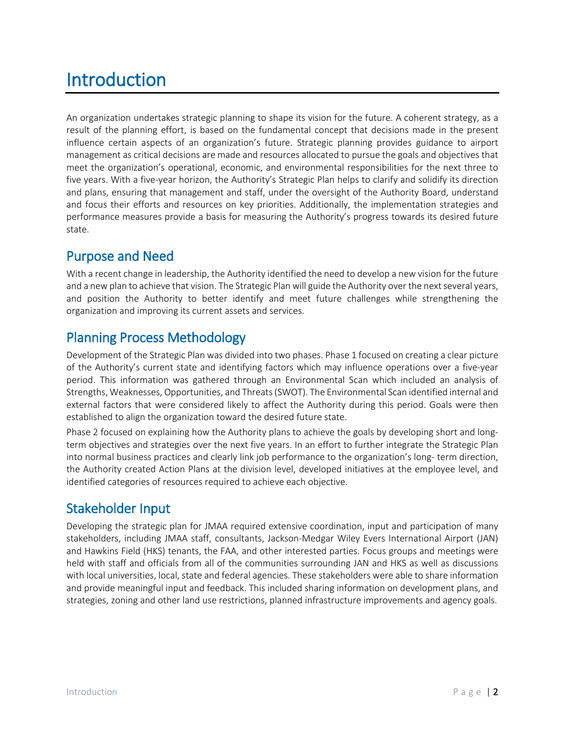# Introduction

An organization undertakes strategic planning to shape its vision for the future. A coherent strategy, as a result of the planning effort, is based on the fundamental concept that decisions made in the present influence certain aspects of an organization's future. Strategic planning provides guidance to airport management as critical decisions are made and resources allocated to pursue the goals and objectives that meet the organization's operational, economic, and environmental responsibilities for the next three to five years. With a five-year horizon, the Authority's Strategic Plan helps to clarify and solidify its direction and plans, ensuring that management and staff, under the oversight of the Authority Board, understand and focus their efforts and resources on key priorities. Additionally, the implementation strategies and performance measures provide a basis for measuring the Authority's progress towards its desired future state.

## Purpose and Need

With a recent change in leadership, the Authority identified the need to develop a new vision for the future and a new plan to achieve that vision. The Strategic Plan will guide the Authority over the next several years, and position the Authority to better identify and meet future challenges while strengthening the organization and improving its current assets and services.

## Planning Process Methodology

Development of the Strategic Plan was divided into two phases. Phase 1 focused on creating a clear picture of the Authority's current state and identifying factors which may influence operations over a five-year period. This information was gathered through an Environmental Scan which included an analysis of Strengths, Weaknesses, Opportunities, and Threats (SWOT). The Environmental Scan identified internal and external factors that were considered likely to affect the Authority during this period. Goals were then established to align the organization toward the desired future state.

Phase 2 focused on explaining how the Authority plans to achieve the goals by developing short and long-term objectives and strategies over the next five years. In an effort to further integrate the Strategic Plan into normal business practices and clearly link job performance to the organization's long- term direction, the Authority created Action Plans at the division level, developed initiatives at the employee level, and identified categories of resources required to achieve each objective.

## Stakeholder Input

Developing the strategic plan for JMAA required extensive coordination, input and participation of many stakeholders, including JMAA staff, consultants, Jackson-Medgar Wiley Evers International Airport (JAN) and Hawkins Field (HKS) tenants, the FAA, and other interested parties. Focus groups and meetings were held with staff and officials from all of the communities surrounding JAN and HKS as well as discussions with local universities, local, state and federal agencies. These stakeholders were able to share information and provide meaningful input and feedback. This included sharing information on development plans, and strategies, zoning and other land use restrictions, planned infrastructure improvements and agency goals.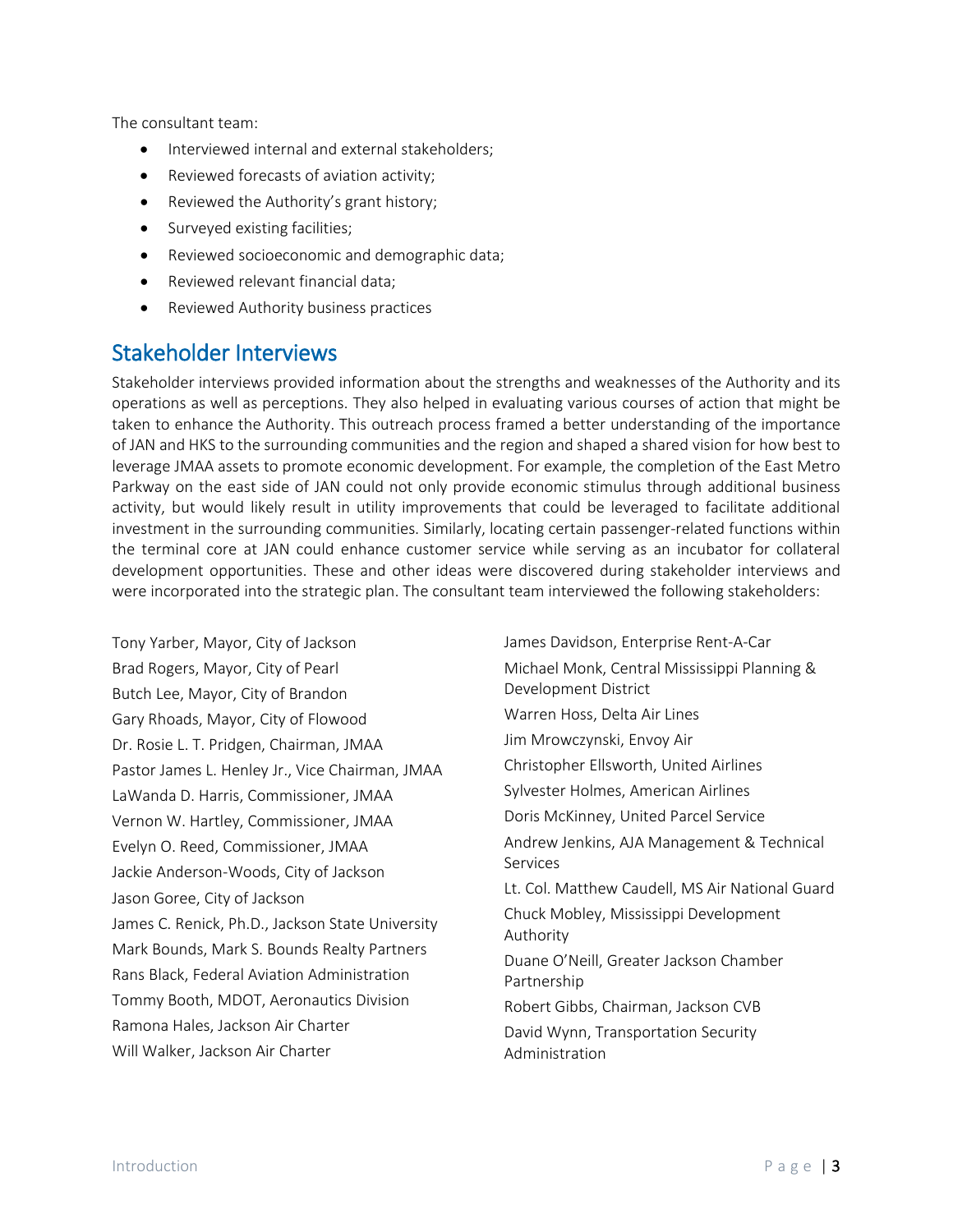The consultant team:

- Interviewed internal and external stakeholders;
- Reviewed forecasts of aviation activity;
- Reviewed the Authority's grant history;
- Surveyed existing facilities;
- Reviewed socioeconomic and demographic data;
- Reviewed relevant financial data;
- Reviewed Authority business practices

## Stakeholder Interviews

Stakeholder interviews provided information about the strengths and weaknesses of the Authority and its operations as well as perceptions. They also helped in evaluating various courses of action that might be taken to enhance the Authority. This outreach process framed a better understanding of the importance of JAN and HKS to the surrounding communities and the region and shaped a shared vision for how best to leverage JMAA assets to promote economic development. For example, the completion of the East Metro Parkway on the east side of JAN could not only provide economic stimulus through additional business activity, but would likely result in utility improvements that could be leveraged to facilitate additional investment in the surrounding communities. Similarly, locating certain passenger-related functions within the terminal core at JAN could enhance customer service while serving as an incubator for collateral development opportunities. These and other ideas were discovered during stakeholder interviews and were incorporated into the strategic plan. The consultant team interviewed the following stakeholders:

Tony Yarber, Mayor, City of Jackson
Brad Rogers, Mayor, City of Pearl
Butch Lee, Mayor, City of Brandon
Gary Rhoads, Mayor, City of Flowood
Dr. Rosie L. T. Pridgen, Chairman, JMAA
Pastor James L. Henley Jr., Vice Chairman, JMAA
LaWanda D. Harris, Commissioner, JMAA
Vernon W. Hartley, Commissioner, JMAA
Evelyn O. Reed, Commissioner, JMAA
Jackie Anderson-Woods, City of Jackson
Jason Goree, City of Jackson
James C. Renick, Ph.D., Jackson State University
Mark Bounds, Mark S. Bounds Realty Partners
Rans Black, Federal Aviation Administration
Tommy Booth, MDOT, Aeronautics Division
Ramona Hales, Jackson Air Charter
Will Walker, Jackson Air Charter
James Davidson, Enterprise Rent-A-Car
Michael Monk, Central Mississippi Planning & Development District
Warren Hoss, Delta Air Lines
Jim Mrowczynski, Envoy Air
Christopher Ellsworth, United Airlines
Sylvester Holmes, American Airlines
Doris McKinney, United Parcel Service
Andrew Jenkins, AJA Management & Technical Services
Lt. Col. Matthew Caudell, MS Air National Guard
Chuck Mobley, Mississippi Development Authority
Duane O'Neill, Greater Jackson Chamber Partnership
Robert Gibbs, Chairman, Jackson CVB
David Wynn, Transportation Security Administration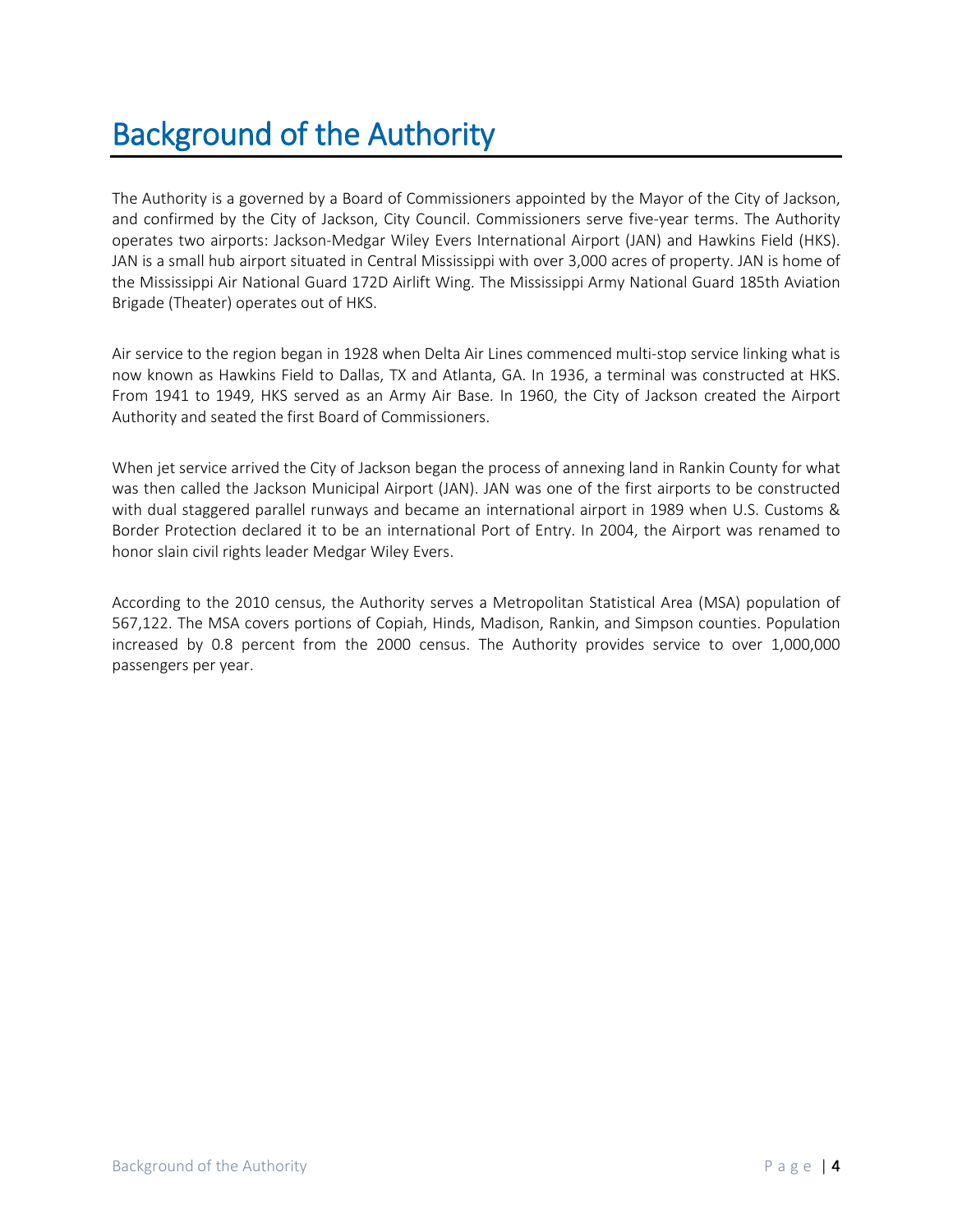# Background of the Authority

The Authority is a governed by a Board of Commissioners appointed by the Mayor of the City of Jackson, and confirmed by the City of Jackson, City Council. Commissioners serve five-year terms. The Authority operates two airports: Jackson-Medgar Wiley Evers International Airport (JAN) and Hawkins Field (HKS). JAN is a small hub airport situated in Central Mississippi with over 3,000 acres of property. JAN is home of the Mississippi Air National Guard 172D Airlift Wing. The Mississippi Army National Guard 185th Aviation Brigade (Theater) operates out of HKS.

Air service to the region began in 1928 when Delta Air Lines commenced multi-stop service linking what is now known as Hawkins Field to Dallas, TX and Atlanta, GA. In 1936, a terminal was constructed at HKS. From 1941 to 1949, HKS served as an Army Air Base. In 1960, the City of Jackson created the Airport Authority and seated the first Board of Commissioners.

When jet service arrived the City of Jackson began the process of annexing land in Rankin County for what was then called the Jackson Municipal Airport (JAN). JAN was one of the first airports to be constructed with dual staggered parallel runways and became an international airport in 1989 when U.S. Customs & Border Protection declared it to be an international Port of Entry. In 2004, the Airport was renamed to honor slain civil rights leader Medgar Wiley Evers.

According to the 2010 census, the Authority serves a Metropolitan Statistical Area (MSA) population of 567,122. The MSA covers portions of Copiah, Hinds, Madison, Rankin, and Simpson counties. Population increased by 0.8 percent from the 2000 census. The Authority provides service to over 1,000,000 passengers per year.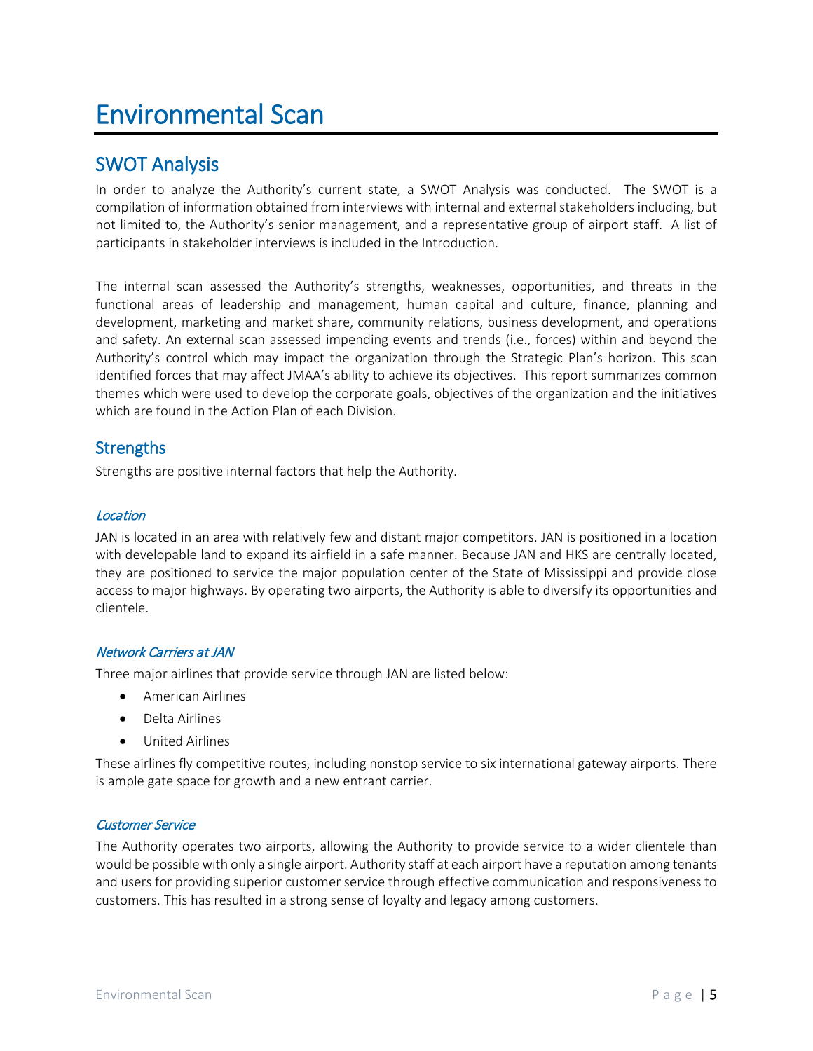# Environmental Scan

## SWOT Analysis

In order to analyze the Authority's current state, a SWOT Analysis was conducted. The SWOT is a compilation of information obtained from interviews with internal and external stakeholders including, but not limited to, the Authority's senior management, and a representative group of airport staff. A list of participants in stakeholder interviews is included in the Introduction.

The internal scan assessed the Authority's strengths, weaknesses, opportunities, and threats in the functional areas of leadership and management, human capital and culture, finance, planning and development, marketing and market share, community relations, business development, and operations and safety. An external scan assessed impending events and trends (i.e., forces) within and beyond the Authority's control which may impact the organization through the Strategic Plan's horizon. This scan identified forces that may affect JMAA's ability to achieve its objectives. This report summarizes common themes which were used to develop the corporate goals, objectives of the organization and the initiatives which are found in the Action Plan of each Division.

## Strengths

Strengths are positive internal factors that help the Authority.

### *Location*

JAN is located in an area with relatively few and distant major competitors. JAN is positioned in a location with developable land to expand its airfield in a safe manner. Because JAN and HKS are centrally located, they are positioned to service the major population center of the State of Mississippi and provide close access to major highways. By operating two airports, the Authority is able to diversify its opportunities and clientele.

### *Network Carriers at JAN*

Three major airlines that provide service through JAN are listed below:

- American Airlines
- Delta Airlines
- United Airlines

These airlines fly competitive routes, including nonstop service to six international gateway airports. There is ample gate space for growth and a new entrant carrier.

### *Customer Service*

The Authority operates two airports, allowing the Authority to provide service to a wider clientele than would be possible with only a single airport. Authority staff at each airport have a reputation among tenants and users for providing superior customer service through effective communication and responsiveness to customers. This has resulted in a strong sense of loyalty and legacy among customers.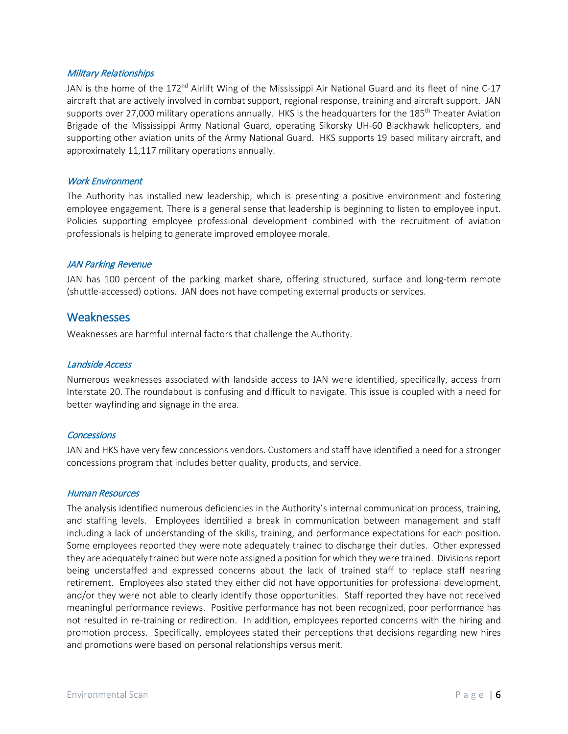### *Military Relationships*

JAN is the home of the 172nd Airlift Wing of the Mississippi Air National Guard and its fleet of nine C-17 aircraft that are actively involved in combat support, regional response, training and aircraft support. JAN supports over 27,000 military operations annually. HKS is the headquarters for the 185th Theater Aviation Brigade of the Mississippi Army National Guard, operating Sikorsky UH-60 Blackhawk helicopters, and supporting other aviation units of the Army National Guard. HKS supports 19 based military aircraft, and approximately 11,117 military operations annually.

### *Work Environment*

The Authority has installed new leadership, which is presenting a positive environment and fostering employee engagement. There is a general sense that leadership is beginning to listen to employee input. Policies supporting employee professional development combined with the recruitment of aviation professionals is helping to generate improved employee morale.

### *JAN Parking Revenue*

JAN has 100 percent of the parking market share, offering structured, surface and long-term remote (shuttle-accessed) options. JAN does not have competing external products or services.

## Weaknesses

Weaknesses are harmful internal factors that challenge the Authority.

### *Landside Access*

Numerous weaknesses associated with landside access to JAN were identified, specifically, access from Interstate 20. The roundabout is confusing and difficult to navigate. This issue is coupled with a need for better wayfinding and signage in the area.

### *Concessions*

JAN and HKS have very few concessions vendors. Customers and staff have identified a need for a stronger concessions program that includes better quality, products, and service.

### *Human Resources*

The analysis identified numerous deficiencies in the Authority's internal communication process, training, and staffing levels. Employees identified a break in communication between management and staff including a lack of understanding of the skills, training, and performance expectations for each position. Some employees reported they were note adequately trained to discharge their duties. Other expressed they are adequately trained but were note assigned a position for which they were trained. Divisions report being understaffed and expressed concerns about the lack of trained staff to replace staff nearing retirement. Employees also stated they either did not have opportunities for professional development, and/or they were not able to clearly identify those opportunities. Staff reported they have not received meaningful performance reviews. Positive performance has not been recognized, poor performance has not resulted in re-training or redirection. In addition, employees reported concerns with the hiring and promotion process. Specifically, employees stated their perceptions that decisions regarding new hires and promotions were based on personal relationships versus merit.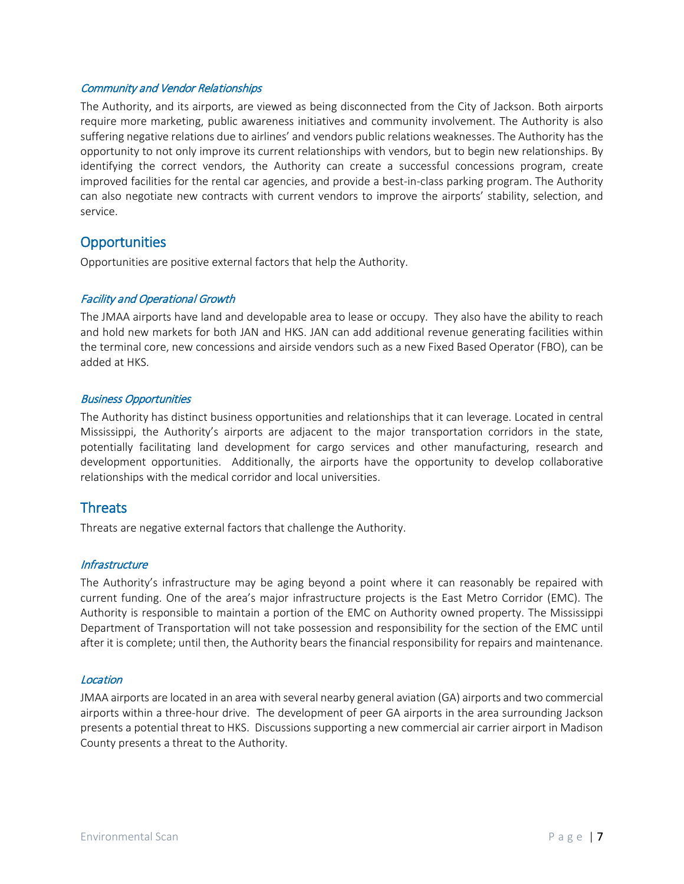### *Community and Vendor Relationships*

The Authority, and its airports, are viewed as being disconnected from the City of Jackson. Both airports require more marketing, public awareness initiatives and community involvement. The Authority is also suffering negative relations due to airlines' and vendors public relations weaknesses. The Authority has the opportunity to not only improve its current relationships with vendors, but to begin new relationships. By identifying the correct vendors, the Authority can create a successful concessions program, create improved facilities for the rental car agencies, and provide a best-in-class parking program. The Authority can also negotiate new contracts with current vendors to improve the airports' stability, selection, and service.

## Opportunities

Opportunities are positive external factors that help the Authority.

### *Facility and Operational Growth*

The JMAA airports have land and developable area to lease or occupy. They also have the ability to reach and hold new markets for both JAN and HKS. JAN can add additional revenue generating facilities within the terminal core, new concessions and airside vendors such as a new Fixed Based Operator (FBO), can be added at HKS.

### *Business Opportunities*

The Authority has distinct business opportunities and relationships that it can leverage. Located in central Mississippi, the Authority's airports are adjacent to the major transportation corridors in the state, potentially facilitating land development for cargo services and other manufacturing, research and development opportunities. Additionally, the airports have the opportunity to develop collaborative relationships with the medical corridor and local universities.

## Threats

Threats are negative external factors that challenge the Authority.

### *Infrastructure*

The Authority's infrastructure may be aging beyond a point where it can reasonably be repaired with current funding. One of the area's major infrastructure projects is the East Metro Corridor (EMC). The Authority is responsible to maintain a portion of the EMC on Authority owned property. The Mississippi Department of Transportation will not take possession and responsibility for the section of the EMC until after it is complete; until then, the Authority bears the financial responsibility for repairs and maintenance.

### *Location*

JMAA airports are located in an area with several nearby general aviation (GA) airports and two commercial airports within a three-hour drive. The development of peer GA airports in the area surrounding Jackson presents a potential threat to HKS. Discussions supporting a new commercial air carrier airport in Madison County presents a threat to the Authority.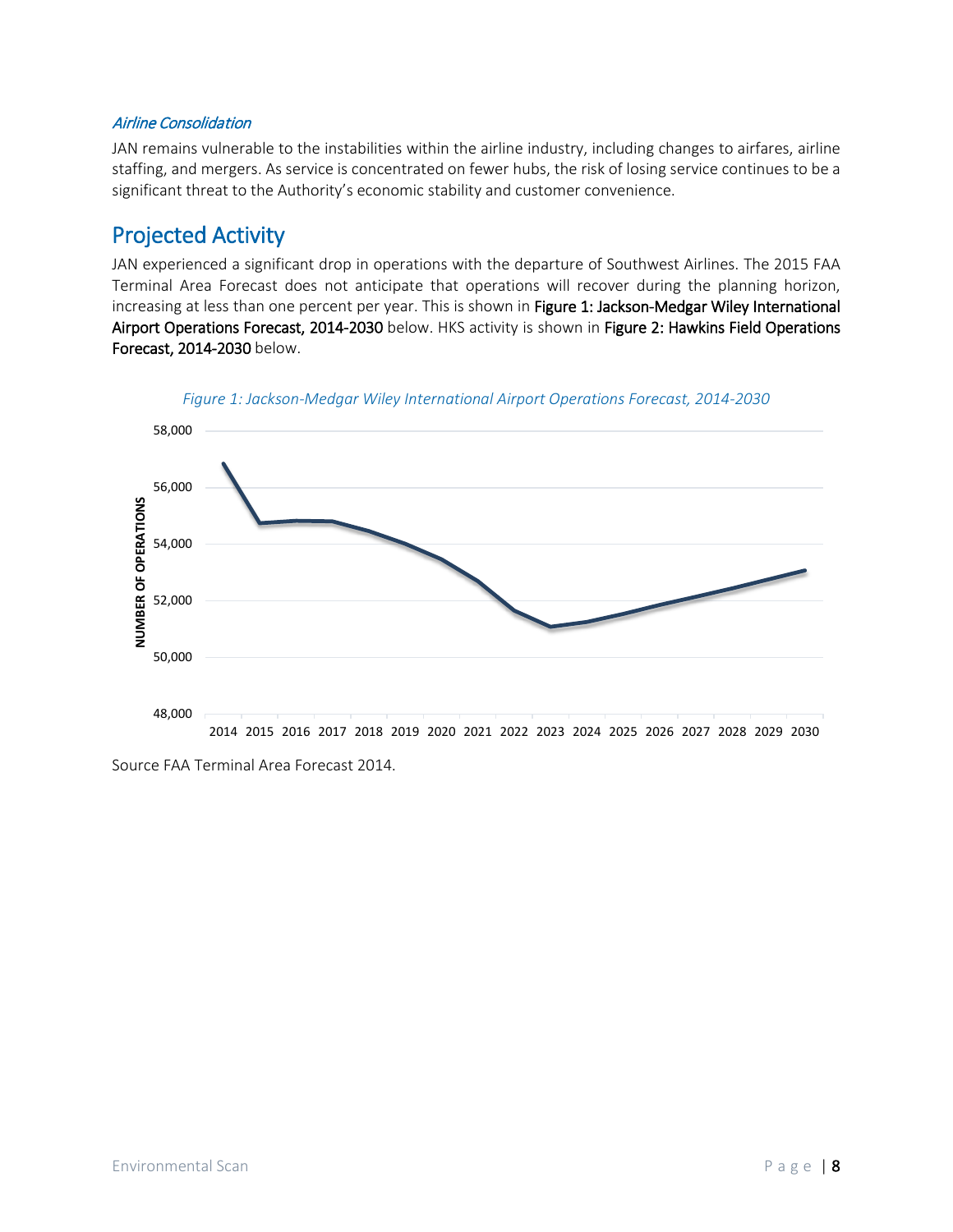### *Airline Consolidation*

JAN remains vulnerable to the instabilities within the airline industry, including changes to airfares, airline staffing, and mergers. As service is concentrated on fewer hubs, the risk of losing service continues to be a significant threat to the Authority's economic stability and customer convenience.

## Projected Activity

JAN experienced a significant drop in operations with the departure of Southwest Airlines. The 2015 FAA Terminal Area Forecast does not anticipate that operations will recover during the planning horizon, increasing at less than one percent per year. This is shown in **Figure 1: Jackson-Medgar Wiley International Airport Operations Forecast, 2014-2030** below. HKS activity is shown in **Figure 2: Hawkins Field Operations Forecast, 2014-2030** below.

*Figure 1: Jackson-Medgar Wiley International Airport Operations Forecast, 2014-2030*

Source FAA Terminal Area Forecast 2014.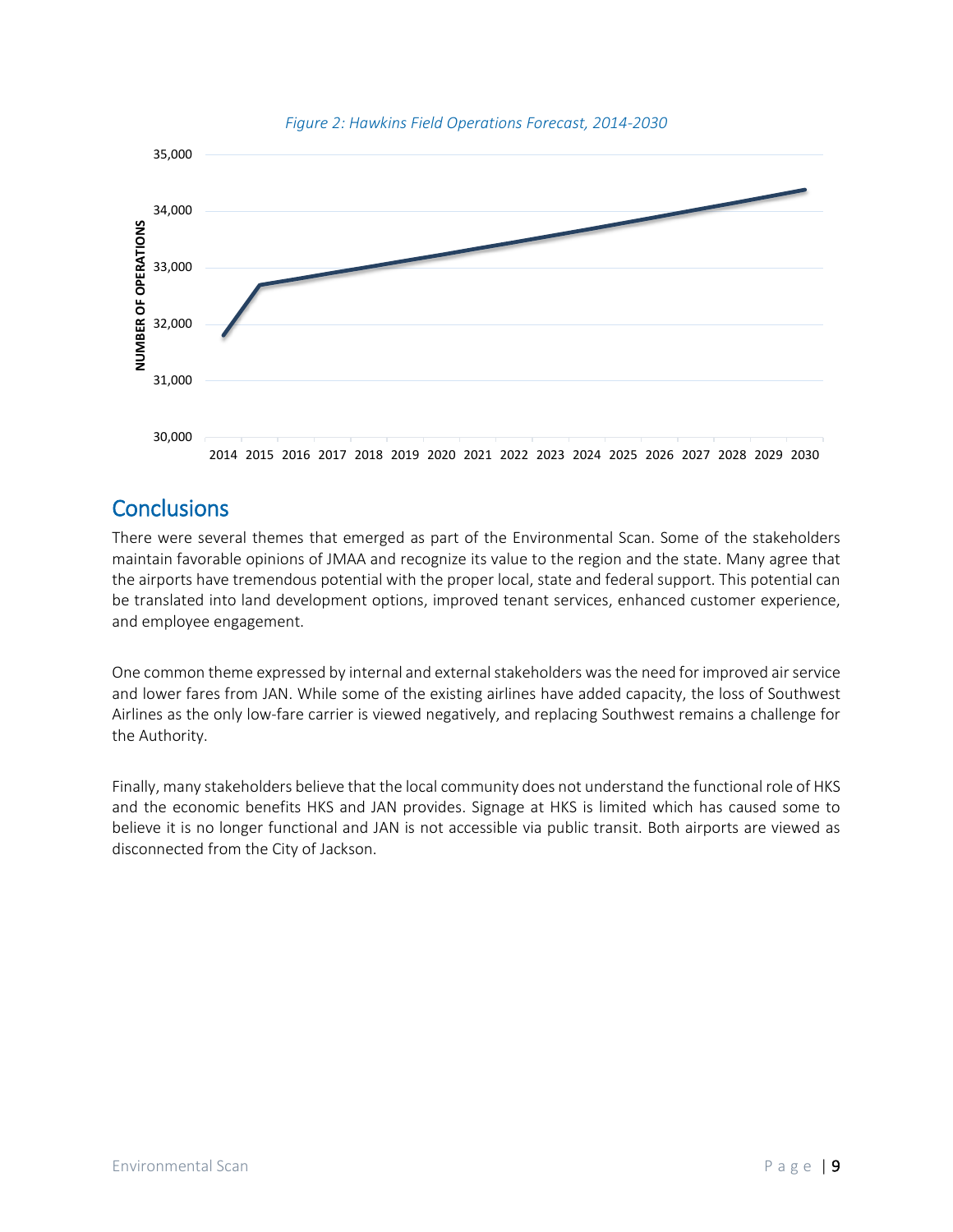*Figure 2: Hawkins Field Operations Forecast, 2014-2030*

## Conclusions

There were several themes that emerged as part of the Environmental Scan. Some of the stakeholders maintain favorable opinions of JMAA and recognize its value to the region and the state. Many agree that the airports have tremendous potential with the proper local, state and federal support. This potential can be translated into land development options, improved tenant services, enhanced customer experience, and employee engagement.

One common theme expressed by internal and external stakeholders was the need for improved air service and lower fares from JAN. While some of the existing airlines have added capacity, the loss of Southwest Airlines as the only low-fare carrier is viewed negatively, and replacing Southwest remains a challenge for the Authority.

Finally, many stakeholders believe that the local community does not understand the functional role of HKS and the economic benefits HKS and JAN provides. Signage at HKS is limited which has caused some to believe it is no longer functional and JAN is not accessible via public transit. Both airports are viewed as disconnected from the City of Jackson.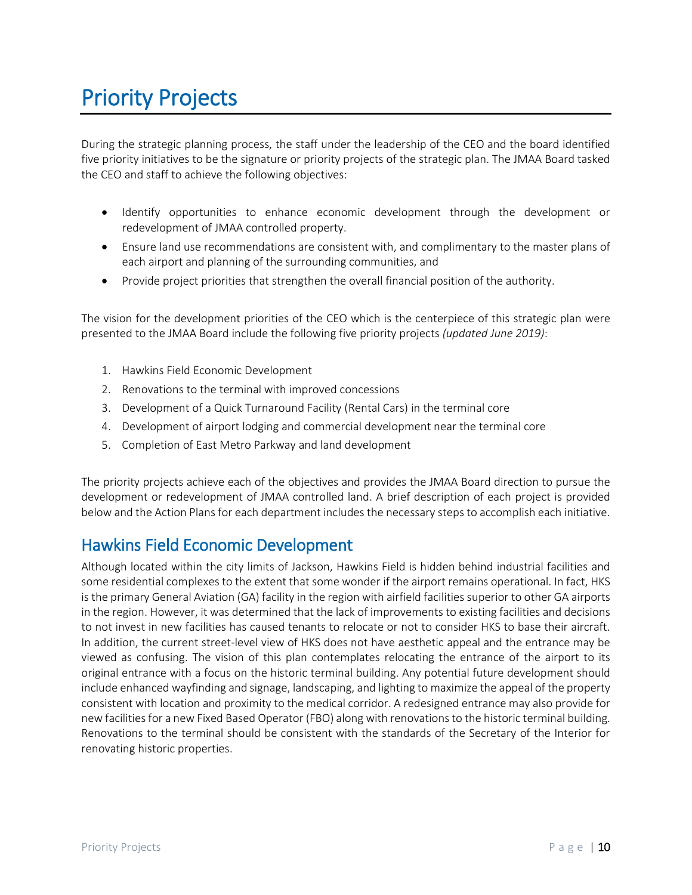# Priority Projects

During the strategic planning process, the staff under the leadership of the CEO and the board identified five priority initiatives to be the signature or priority projects of the strategic plan. The JMAA Board tasked the CEO and staff to achieve the following objectives:

- Identify opportunities to enhance economic development through the development or redevelopment of JMAA controlled property.
- Ensure land use recommendations are consistent with, and complimentary to the master plans of each airport and planning of the surrounding communities, and
- Provide project priorities that strengthen the overall financial position of the authority.

The vision for the development priorities of the CEO which is the centerpiece of this strategic plan were presented to the JMAA Board include the following five priority projects *(updated June 2019)*:

1. Hawkins Field Economic Development
2. Renovations to the terminal with improved concessions
3. Development of a Quick Turnaround Facility (Rental Cars) in the terminal core
4. Development of airport lodging and commercial development near the terminal core
5. Completion of East Metro Parkway and land development

The priority projects achieve each of the objectives and provides the JMAA Board direction to pursue the development or redevelopment of JMAA controlled land. A brief description of each project is provided below and the Action Plans for each department includes the necessary steps to accomplish each initiative.

## Hawkins Field Economic Development

Although located within the city limits of Jackson, Hawkins Field is hidden behind industrial facilities and some residential complexes to the extent that some wonder if the airport remains operational. In fact, HKS is the primary General Aviation (GA) facility in the region with airfield facilities superior to other GA airports in the region. However, it was determined that the lack of improvements to existing facilities and decisions to not invest in new facilities has caused tenants to relocate or not to consider HKS to base their aircraft. In addition, the current street-level view of HKS does not have aesthetic appeal and the entrance may be viewed as confusing. The vision of this plan contemplates relocating the entrance of the airport to its original entrance with a focus on the historic terminal building. Any potential future development should include enhanced wayfinding and signage, landscaping, and lighting to maximize the appeal of the property consistent with location and proximity to the medical corridor. A redesigned entrance may also provide for new facilities for a new Fixed Based Operator (FBO) along with renovations to the historic terminal building. Renovations to the terminal should be consistent with the standards of the Secretary of the Interior for renovating historic properties.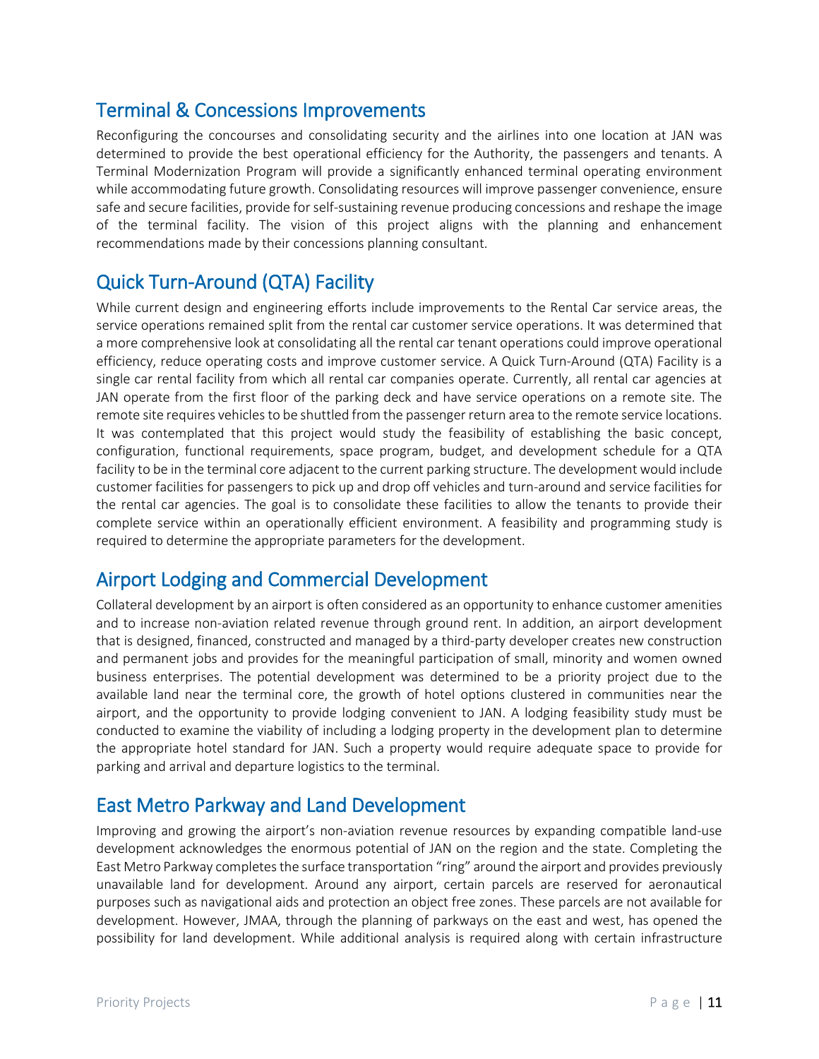## Terminal & Concessions Improvements

Reconfiguring the concourses and consolidating security and the airlines into one location at JAN was determined to provide the best operational efficiency for the Authority, the passengers and tenants. A Terminal Modernization Program will provide a significantly enhanced terminal operating environment while accommodating future growth. Consolidating resources will improve passenger convenience, ensure safe and secure facilities, provide for self-sustaining revenue producing concessions and reshape the image of the terminal facility. The vision of this project aligns with the planning and enhancement recommendations made by their concessions planning consultant.

## Quick Turn-Around (QTA) Facility

While current design and engineering efforts include improvements to the Rental Car service areas, the service operations remained split from the rental car customer service operations. It was determined that a more comprehensive look at consolidating all the rental car tenant operations could improve operational efficiency, reduce operating costs and improve customer service. A Quick Turn-Around (QTA) Facility is a single car rental facility from which all rental car companies operate. Currently, all rental car agencies at JAN operate from the first floor of the parking deck and have service operations on a remote site. The remote site requires vehicles to be shuttled from the passenger return area to the remote service locations. It was contemplated that this project would study the feasibility of establishing the basic concept, configuration, functional requirements, space program, budget, and development schedule for a QTA facility to be in the terminal core adjacent to the current parking structure. The development would include customer facilities for passengers to pick up and drop off vehicles and turn-around and service facilities for the rental car agencies. The goal is to consolidate these facilities to allow the tenants to provide their complete service within an operationally efficient environment. A feasibility and programming study is required to determine the appropriate parameters for the development.

## Airport Lodging and Commercial Development

Collateral development by an airport is often considered as an opportunity to enhance customer amenities and to increase non-aviation related revenue through ground rent. In addition, an airport development that is designed, financed, constructed and managed by a third-party developer creates new construction and permanent jobs and provides for the meaningful participation of small, minority and women owned business enterprises. The potential development was determined to be a priority project due to the available land near the terminal core, the growth of hotel options clustered in communities near the airport, and the opportunity to provide lodging convenient to JAN. A lodging feasibility study must be conducted to examine the viability of including a lodging property in the development plan to determine the appropriate hotel standard for JAN. Such a property would require adequate space to provide for parking and arrival and departure logistics to the terminal.

## East Metro Parkway and Land Development

Improving and growing the airport's non-aviation revenue resources by expanding compatible land-use development acknowledges the enormous potential of JAN on the region and the state. Completing the East Metro Parkway completes the surface transportation "ring" around the airport and provides previously unavailable land for development. Around any airport, certain parcels are reserved for aeronautical purposes such as navigational aids and protection an object free zones. These parcels are not available for development. However, JMAA, through the planning of parkways on the east and west, has opened the possibility for land development. While additional analysis is required along with certain infrastructure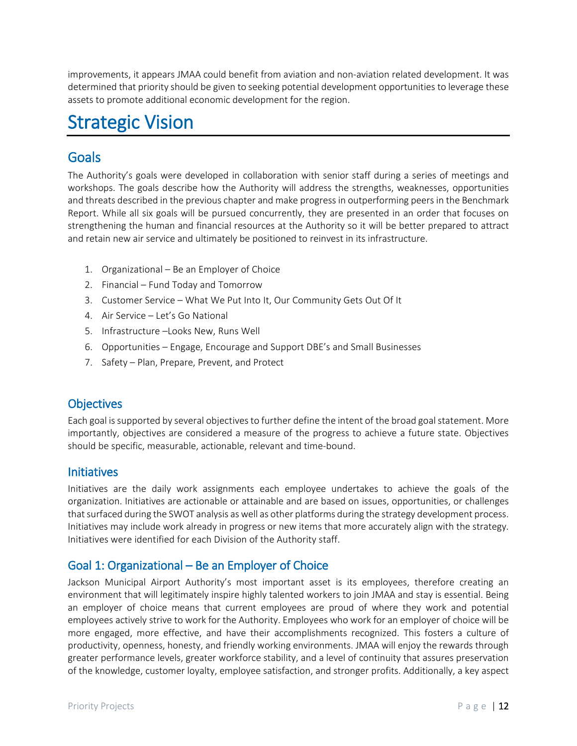improvements, it appears JMAA could benefit from aviation and non-aviation related development. It was determined that priority should be given to seeking potential development opportunities to leverage these assets to promote additional economic development for the region.

# Strategic Vision

## Goals

The Authority's goals were developed in collaboration with senior staff during a series of meetings and workshops. The goals describe how the Authority will address the strengths, weaknesses, opportunities and threats described in the previous chapter and make progress in outperforming peers in the Benchmark Report. While all six goals will be pursued concurrently, they are presented in an order that focuses on strengthening the human and financial resources at the Authority so it will be better prepared to attract and retain new air service and ultimately be positioned to reinvest in its infrastructure.

1. Organizational – Be an Employer of Choice
2. Financial – Fund Today and Tomorrow
3. Customer Service – What We Put Into It, Our Community Gets Out Of It
4. Air Service – Let's Go National
5. Infrastructure –Looks New, Runs Well
6. Opportunities – Engage, Encourage and Support DBE's and Small Businesses
7. Safety – Plan, Prepare, Prevent, and Protect

## Objectives

Each goal is supported by several objectives to further define the intent of the broad goal statement. More importantly, objectives are considered a measure of the progress to achieve a future state. Objectives should be specific, measurable, actionable, relevant and time-bound.

## Initiatives

Initiatives are the daily work assignments each employee undertakes to achieve the goals of the organization. Initiatives are actionable or attainable and are based on issues, opportunities, or challenges that surfaced during the SWOT analysis as well as other platforms during the strategy development process. Initiatives may include work already in progress or new items that more accurately align with the strategy. Initiatives were identified for each Division of the Authority staff.

## Goal 1: Organizational – Be an Employer of Choice

Jackson Municipal Airport Authority's most important asset is its employees, therefore creating an environment that will legitimately inspire highly talented workers to join JMAA and stay is essential. Being an employer of choice means that current employees are proud of where they work and potential employees actively strive to work for the Authority. Employees who work for an employer of choice will be more engaged, more effective, and have their accomplishments recognized. This fosters a culture of productivity, openness, honesty, and friendly working environments. JMAA will enjoy the rewards through greater performance levels, greater workforce stability, and a level of continuity that assures preservation of the knowledge, customer loyalty, employee satisfaction, and stronger profits. Additionally, a key aspect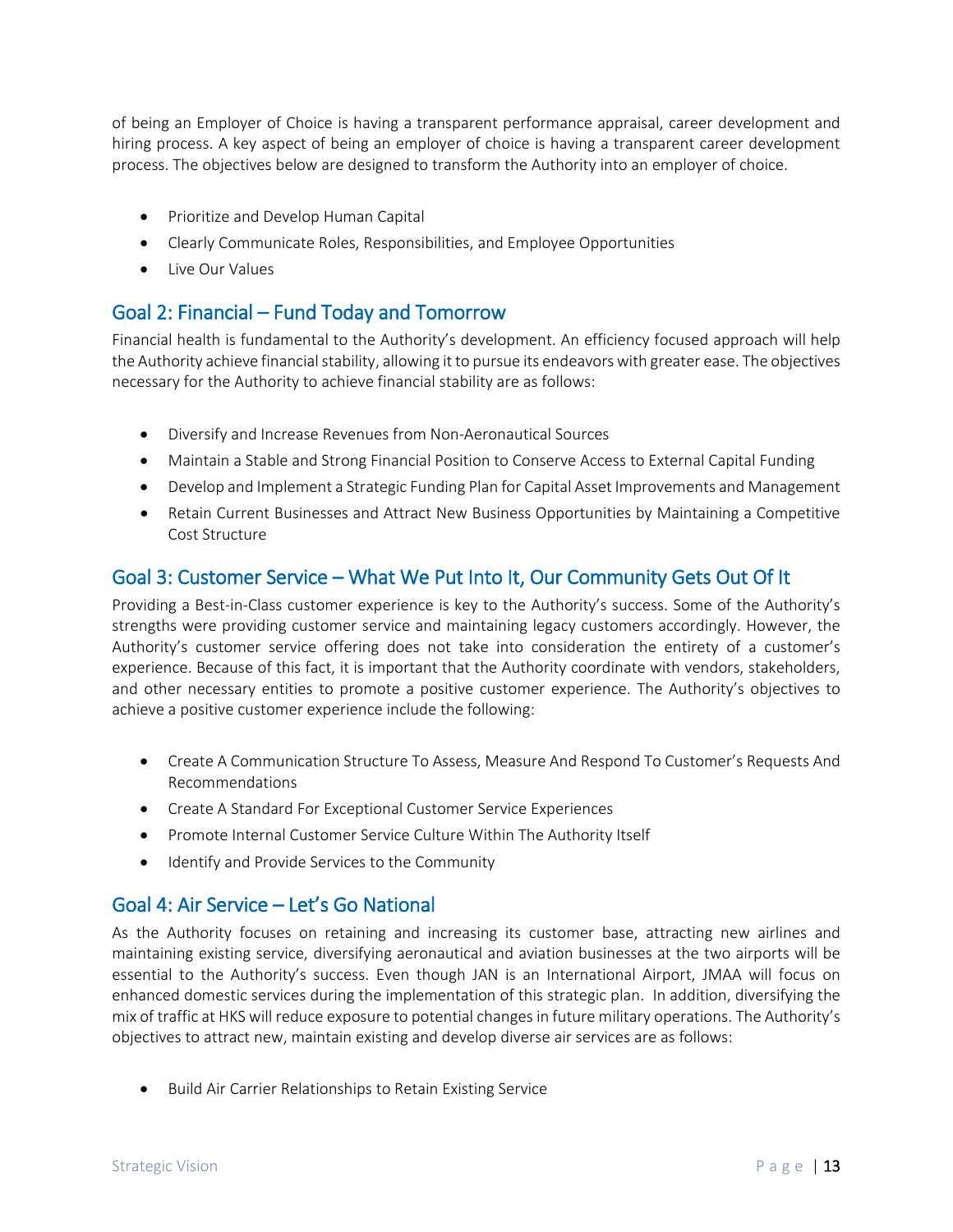of being an Employer of Choice is having a transparent performance appraisal, career development and hiring process. A key aspect of being an employer of choice is having a transparent career development process. The objectives below are designed to transform the Authority into an employer of choice.

- Prioritize and Develop Human Capital
- Clearly Communicate Roles, Responsibilities, and Employee Opportunities
- Live Our Values

## Goal 2: Financial – Fund Today and Tomorrow

Financial health is fundamental to the Authority's development. An efficiency focused approach will help the Authority achieve financial stability, allowing it to pursue its endeavors with greater ease. The objectives necessary for the Authority to achieve financial stability are as follows:

- Diversify and Increase Revenues from Non-Aeronautical Sources
- Maintain a Stable and Strong Financial Position to Conserve Access to External Capital Funding
- Develop and Implement a Strategic Funding Plan for Capital Asset Improvements and Management
- Retain Current Businesses and Attract New Business Opportunities by Maintaining a Competitive Cost Structure

## Goal 3: Customer Service – What We Put Into It, Our Community Gets Out Of It

Providing a Best-in-Class customer experience is key to the Authority's success. Some of the Authority's strengths were providing customer service and maintaining legacy customers accordingly. However, the Authority's customer service offering does not take into consideration the entirety of a customer's experience. Because of this fact, it is important that the Authority coordinate with vendors, stakeholders, and other necessary entities to promote a positive customer experience. The Authority's objectives to achieve a positive customer experience include the following:

- Create A Communication Structure To Assess, Measure And Respond To Customer's Requests And Recommendations
- Create A Standard For Exceptional Customer Service Experiences
- Promote Internal Customer Service Culture Within The Authority Itself
- Identify and Provide Services to the Community

## Goal 4: Air Service – Let's Go National

As the Authority focuses on retaining and increasing its customer base, attracting new airlines and maintaining existing service, diversifying aeronautical and aviation businesses at the two airports will be essential to the Authority's success. Even though JAN is an International Airport, JMAA will focus on enhanced domestic services during the implementation of this strategic plan. In addition, diversifying the mix of traffic at HKS will reduce exposure to potential changes in future military operations. The Authority's objectives to attract new, maintain existing and develop diverse air services are as follows:

- Build Air Carrier Relationships to Retain Existing Service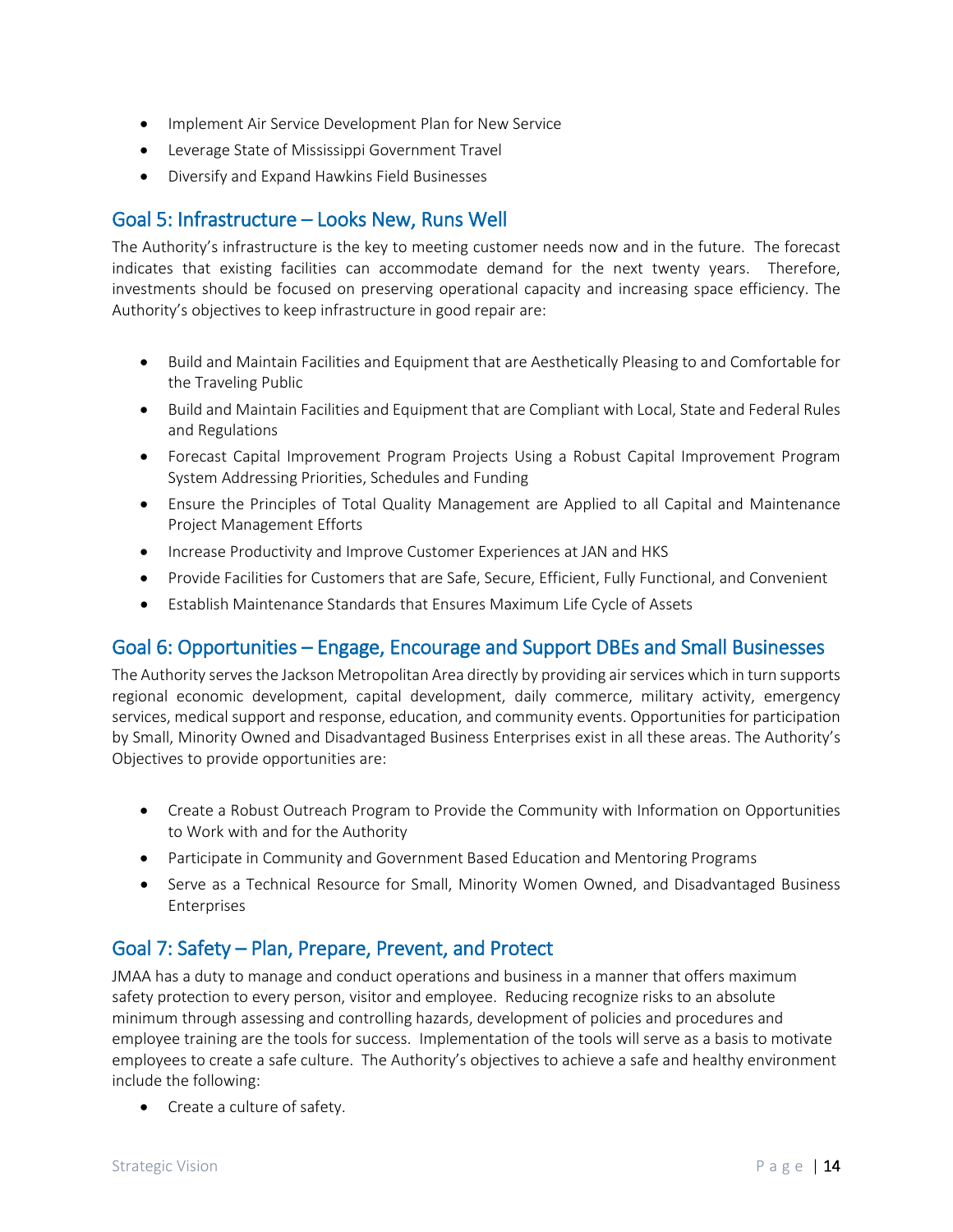- Implement Air Service Development Plan for New Service
- Leverage State of Mississippi Government Travel
- Diversify and Expand Hawkins Field Businesses

## Goal 5: Infrastructure – Looks New, Runs Well

The Authority's infrastructure is the key to meeting customer needs now and in the future. The forecast indicates that existing facilities can accommodate demand for the next twenty years. Therefore, investments should be focused on preserving operational capacity and increasing space efficiency. The Authority's objectives to keep infrastructure in good repair are:

- Build and Maintain Facilities and Equipment that are Aesthetically Pleasing to and Comfortable for the Traveling Public
- Build and Maintain Facilities and Equipment that are Compliant with Local, State and Federal Rules and Regulations
- Forecast Capital Improvement Program Projects Using a Robust Capital Improvement Program System Addressing Priorities, Schedules and Funding
- Ensure the Principles of Total Quality Management are Applied to all Capital and Maintenance Project Management Efforts
- Increase Productivity and Improve Customer Experiences at JAN and HKS
- Provide Facilities for Customers that are Safe, Secure, Efficient, Fully Functional, and Convenient
- Establish Maintenance Standards that Ensures Maximum Life Cycle of Assets

## Goal 6: Opportunities – Engage, Encourage and Support DBEs and Small Businesses

The Authority serves the Jackson Metropolitan Area directly by providing air services which in turn supports regional economic development, capital development, daily commerce, military activity, emergency services, medical support and response, education, and community events. Opportunities for participation by Small, Minority Owned and Disadvantaged Business Enterprises exist in all these areas. The Authority's Objectives to provide opportunities are:

- Create a Robust Outreach Program to Provide the Community with Information on Opportunities to Work with and for the Authority
- Participate in Community and Government Based Education and Mentoring Programs
- Serve as a Technical Resource for Small, Minority Women Owned, and Disadvantaged Business Enterprises

## Goal 7: Safety – Plan, Prepare, Prevent, and Protect

JMAA has a duty to manage and conduct operations and business in a manner that offers maximum safety protection to every person, visitor and employee. Reducing recognize risks to an absolute minimum through assessing and controlling hazards, development of policies and procedures and employee training are the tools for success. Implementation of the tools will serve as a basis to motivate employees to create a safe culture. The Authority's objectives to achieve a safe and healthy environment include the following:

- Create a culture of safety.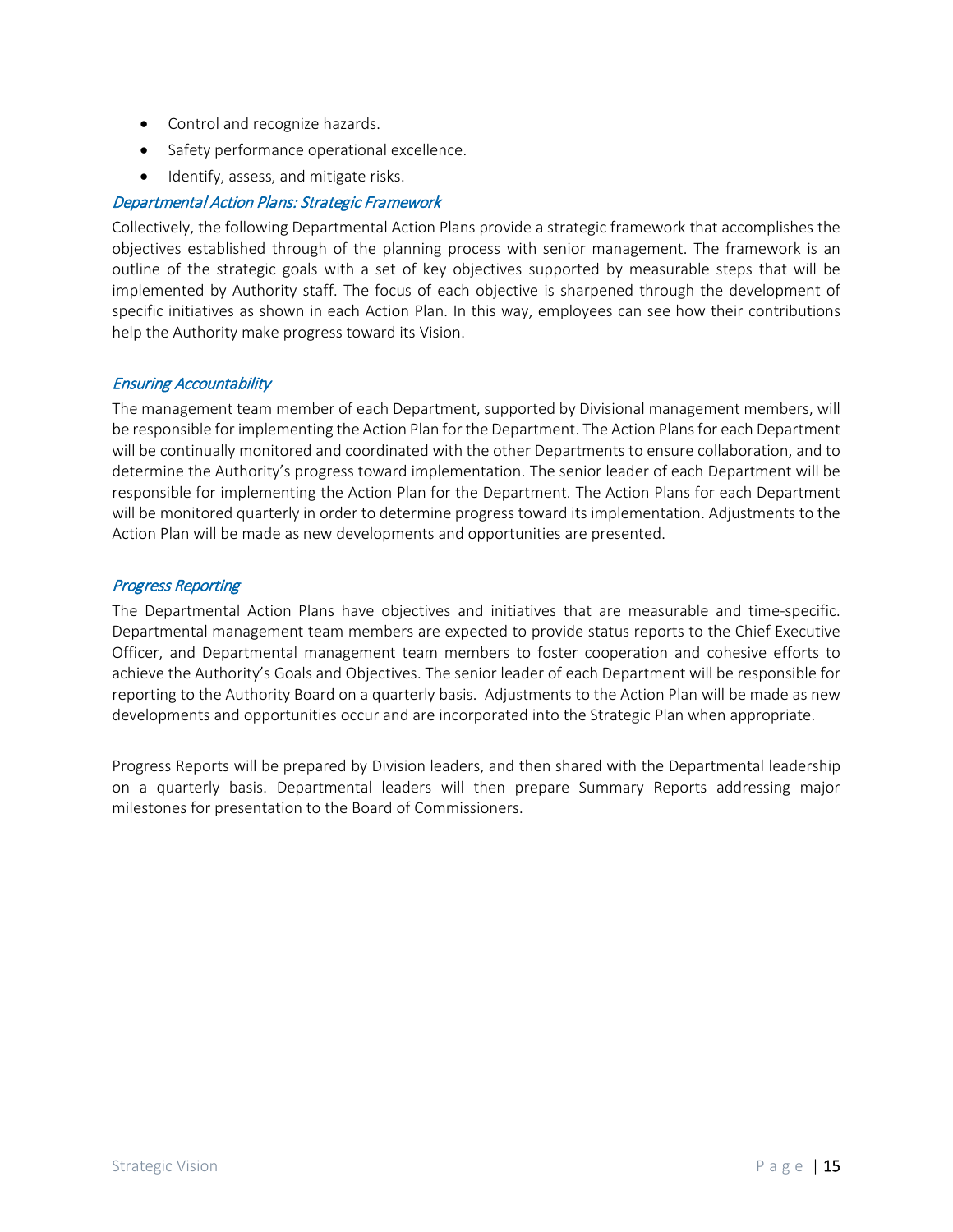- Control and recognize hazards.
- Safety performance operational excellence.
- Identify, assess, and mitigate risks.

### *Departmental Action Plans: Strategic Framework*

Collectively, the following Departmental Action Plans provide a strategic framework that accomplishes the objectives established through of the planning process with senior management. The framework is an outline of the strategic goals with a set of key objectives supported by measurable steps that will be implemented by Authority staff. The focus of each objective is sharpened through the development of specific initiatives as shown in each Action Plan. In this way, employees can see how their contributions help the Authority make progress toward its Vision.

### *Ensuring Accountability*

The management team member of each Department, supported by Divisional management members, will be responsible for implementing the Action Plan for the Department. The Action Plans for each Department will be continually monitored and coordinated with the other Departments to ensure collaboration, and to determine the Authority's progress toward implementation. The senior leader of each Department will be responsible for implementing the Action Plan for the Department. The Action Plans for each Department will be monitored quarterly in order to determine progress toward its implementation. Adjustments to the Action Plan will be made as new developments and opportunities are presented.

### *Progress Reporting*

The Departmental Action Plans have objectives and initiatives that are measurable and time-specific. Departmental management team members are expected to provide status reports to the Chief Executive Officer, and Departmental management team members to foster cooperation and cohesive efforts to achieve the Authority's Goals and Objectives. The senior leader of each Department will be responsible for reporting to the Authority Board on a quarterly basis. Adjustments to the Action Plan will be made as new developments and opportunities occur and are incorporated into the Strategic Plan when appropriate.

Progress Reports will be prepared by Division leaders, and then shared with the Departmental leadership on a quarterly basis. Departmental leaders will then prepare Summary Reports addressing major milestones for presentation to the Board of Commissioners.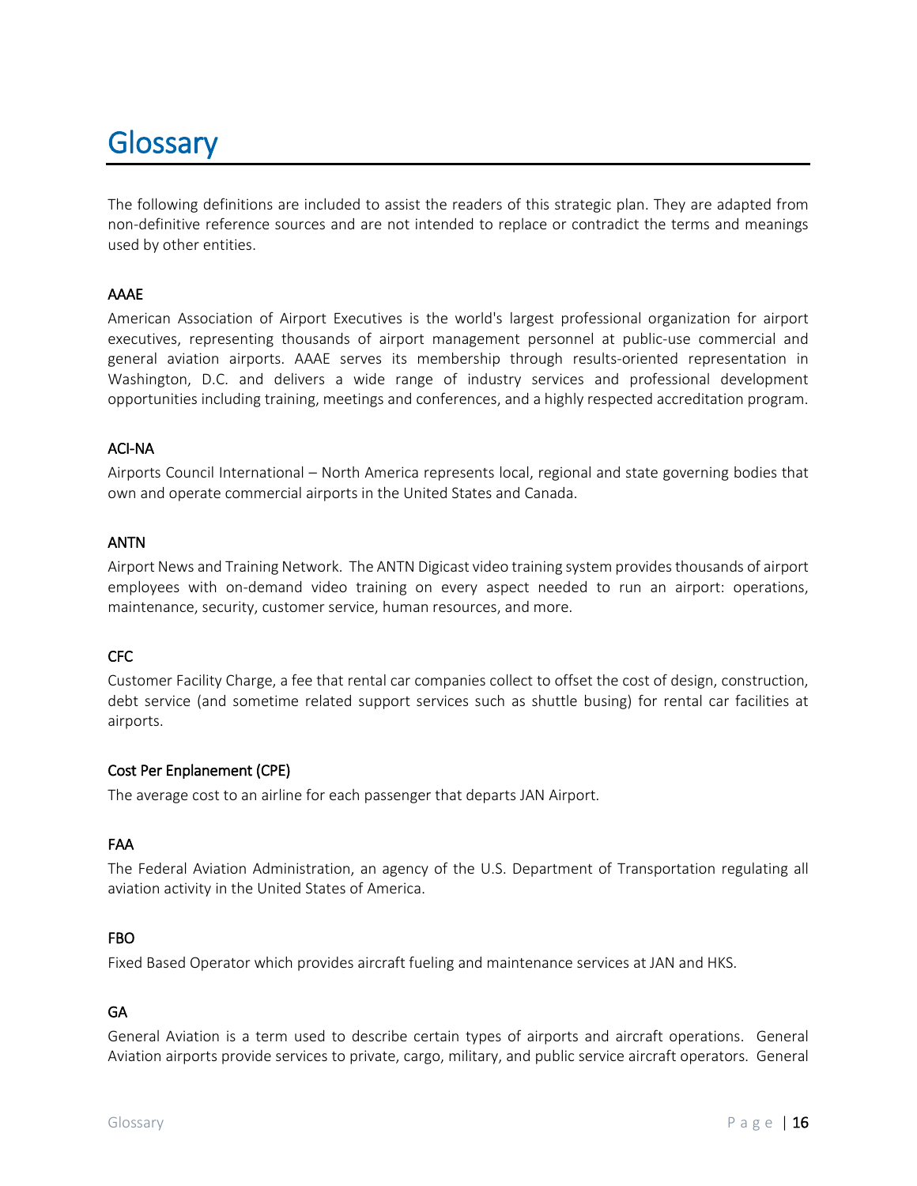# Glossary

The following definitions are included to assist the readers of this strategic plan. They are adapted from non-definitive reference sources and are not intended to replace or contradict the terms and meanings used by other entities.

### AAAE

American Association of Airport Executives is the world's largest professional organization for airport executives, representing thousands of airport management personnel at public-use commercial and general aviation airports. AAAE serves its membership through results-oriented representation in Washington, D.C. and delivers a wide range of industry services and professional development opportunities including training, meetings and conferences, and a highly respected accreditation program.

### ACI-NA

Airports Council International – North America represents local, regional and state governing bodies that own and operate commercial airports in the United States and Canada.

### ANTN

Airport News and Training Network. The ANTN Digicast video training system provides thousands of airport employees with on-demand video training on every aspect needed to run an airport: operations, maintenance, security, customer service, human resources, and more.

### CFC

Customer Facility Charge, a fee that rental car companies collect to offset the cost of design, construction, debt service (and sometime related support services such as shuttle busing) for rental car facilities at airports.

### Cost Per Enplanement (CPE)

The average cost to an airline for each passenger that departs JAN Airport.

### FAA

The Federal Aviation Administration, an agency of the U.S. Department of Transportation regulating all aviation activity in the United States of America.

### FBO

Fixed Based Operator which provides aircraft fueling and maintenance services at JAN and HKS.

### GA

General Aviation is a term used to describe certain types of airports and aircraft operations. General Aviation airports provide services to private, cargo, military, and public service aircraft operators. General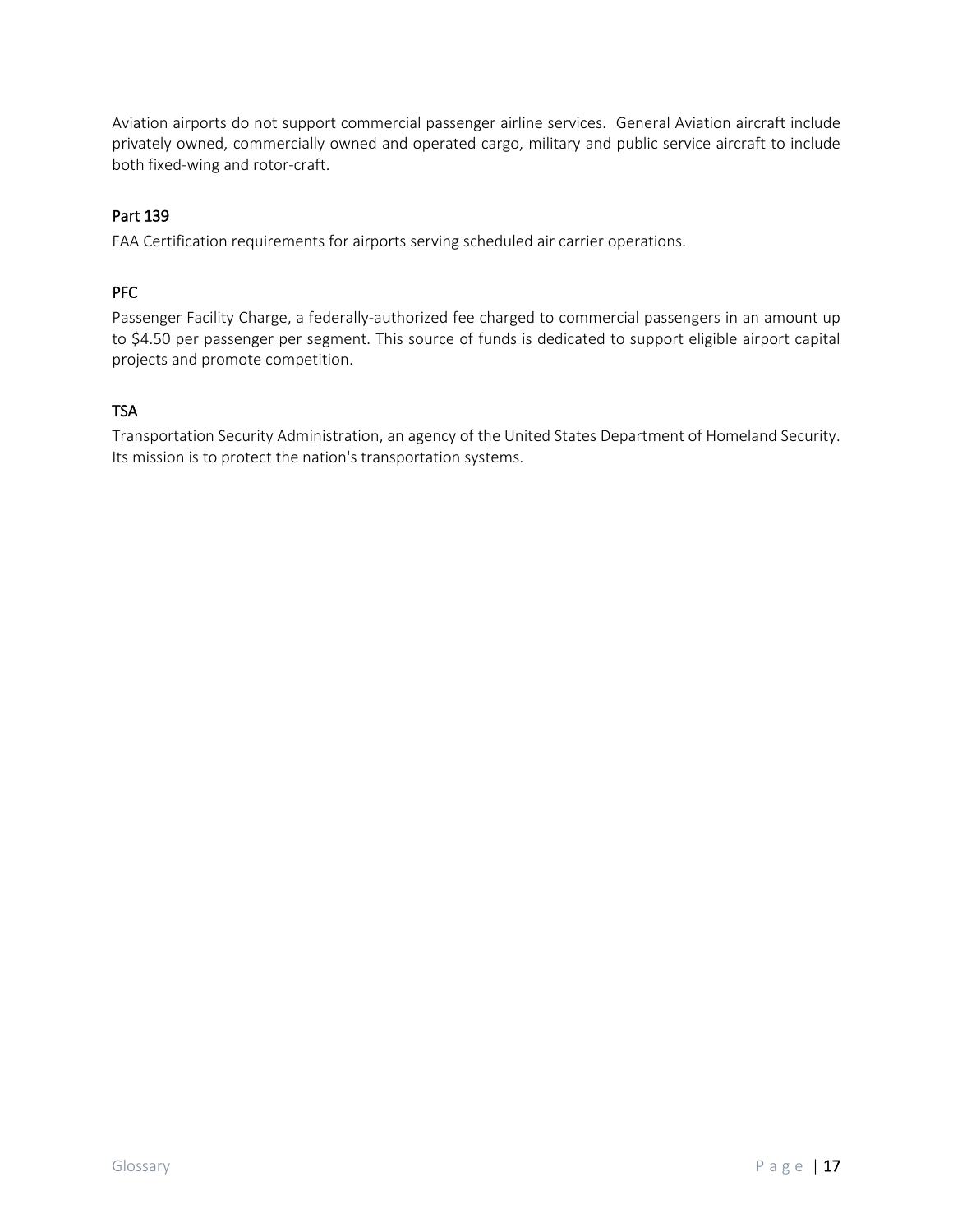Aviation airports do not support commercial passenger airline services. General Aviation aircraft include privately owned, commercially owned and operated cargo, military and public service aircraft to include both fixed-wing and rotor-craft.

### Part 139

FAA Certification requirements for airports serving scheduled air carrier operations.

### PFC

Passenger Facility Charge, a federally-authorized fee charged to commercial passengers in an amount up to $4.50 per passenger per segment. This source of funds is dedicated to support eligible airport capital projects and promote competition.

### TSA

Transportation Security Administration, an agency of the United States Department of Homeland Security. Its mission is to protect the nation's transportation systems.